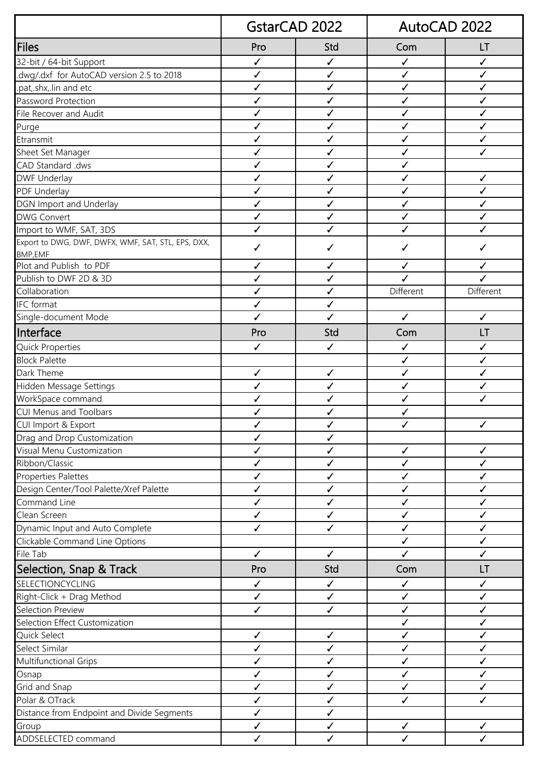| | GstarCAD 2022 | | AutoCAD 2022 | |
|---|---|---|---|---|
| **Files** | **Pro** | **Std** | **Com** | **LT** |
| 32-bit / 64-bit Support | ✓ | ✓ | ✓ | ✓ |
| .dwg/.dxf for AutoCAD version 2.5 to 2018 | ✓ | ✓ | ✓ | ✓ |
| .pat,.shx,.lin and etc | ✓ | ✓ | ✓ | ✓ |
| Password Protection | ✓ | ✓ | ✓ | ✓ |
| File Recover and Audit | ✓ | ✓ | ✓ | ✓ |
| Purge | ✓ | ✓ | ✓ | ✓ |
| Etransmit | ✓ | ✓ | ✓ | ✓ |
| Sheet Set Manager | ✓ | ✓ | ✓ | ✓ |
| CAD Standard .dws | ✓ | ✓ | ✓ | |
| DWF Underlay | ✓ | ✓ | ✓ | ✓ |
| PDF Underlay | ✓ | ✓ | ✓ | ✓ |
| DGN Import and Underlay | ✓ | ✓ | ✓ | ✓ |
| DWG Convert | ✓ | ✓ | ✓ | ✓ |
| Import to WMF, SAT, 3DS | ✓ | ✓ | ✓ | ✓ |
| Export to DWG, DWF, DWFX, WMF, SAT, STL, EPS, DXX, BMP,EMF | ✓ | ✓ | ✓ | ✓ |
| Plot and Publish to PDF | ✓ | ✓ | ✓ | ✓ |
| Publish to DWF 2D & 3D | ✓ | ✓ | ✓ | ✓ |
| Collaboration | ✓ | ✓ | Different | Different |
| IFC format | ✓ | ✓ | | |
| Single-document Mode | ✓ | ✓ | ✓ | ✓ |
| **Interface** | **Pro** | **Std** | **Com** | **LT** |
| Quick Properties | ✓ | ✓ | ✓ | ✓ |
| Block Palette | | | ✓ | ✓ |
| Dark Theme | ✓ | ✓ | ✓ | ✓ |
| Hidden Message Settings | ✓ | ✓ | ✓ | ✓ |
| WorkSpace command | ✓ | ✓ | ✓ | ✓ |
| CUI Menus and Toolbars | ✓ | ✓ | ✓ | |
| CUI Import & Export | ✓ | ✓ | ✓ | ✓ |
| Drag and Drop Customization | ✓ | ✓ | | |
| Visual Menu Customization | ✓ | ✓ | ✓ | ✓ |
| Ribbon/Classic | ✓ | ✓ | ✓ | ✓ |
| Properties Palettes | ✓ | ✓ | ✓ | ✓ |
| Design Center/Tool Palette/Xref Palette | ✓ | ✓ | ✓ | ✓ |
| Command Line | ✓ | ✓ | ✓ | ✓ |
| Clean Screen | ✓ | ✓ | ✓ | ✓ |
| Dynamic Input and Auto Complete | ✓ | ✓ | ✓ | ✓ |
| Clickable Command Line Options | | | ✓ | ✓ |
| File Tab | ✓ | ✓ | ✓ | ✓ |
| **Selection, Snap & Track** | **Pro** | **Std** | **Com** | **LT** |
| SELECTIONCYCLING | ✓ | ✓ | ✓ | ✓ |
| Right-Click + Drag Method | ✓ | ✓ | ✓ | ✓ |
| Selection Preview | ✓ | ✓ | ✓ | ✓ |
| Selection Effect Customization | | | ✓ | ✓ |
| Quick Select | ✓ | ✓ | ✓ | ✓ |
| Select Similar | ✓ | ✓ | ✓ | ✓ |
| Multifunctional Grips | ✓ | ✓ | ✓ | ✓ |
| Osnap | ✓ | ✓ | ✓ | ✓ |
| Grid and Snap | ✓ | ✓ | ✓ | ✓ |
| Polar & OTrack | ✓ | ✓ | ✓ | ✓ |
| Distance from Endpoint and Divide Segments | ✓ | ✓ | | |
| Group | ✓ | ✓ | ✓ | ✓ |
| ADDSELECTED command | ✓ | ✓ | ✓ | ✓ |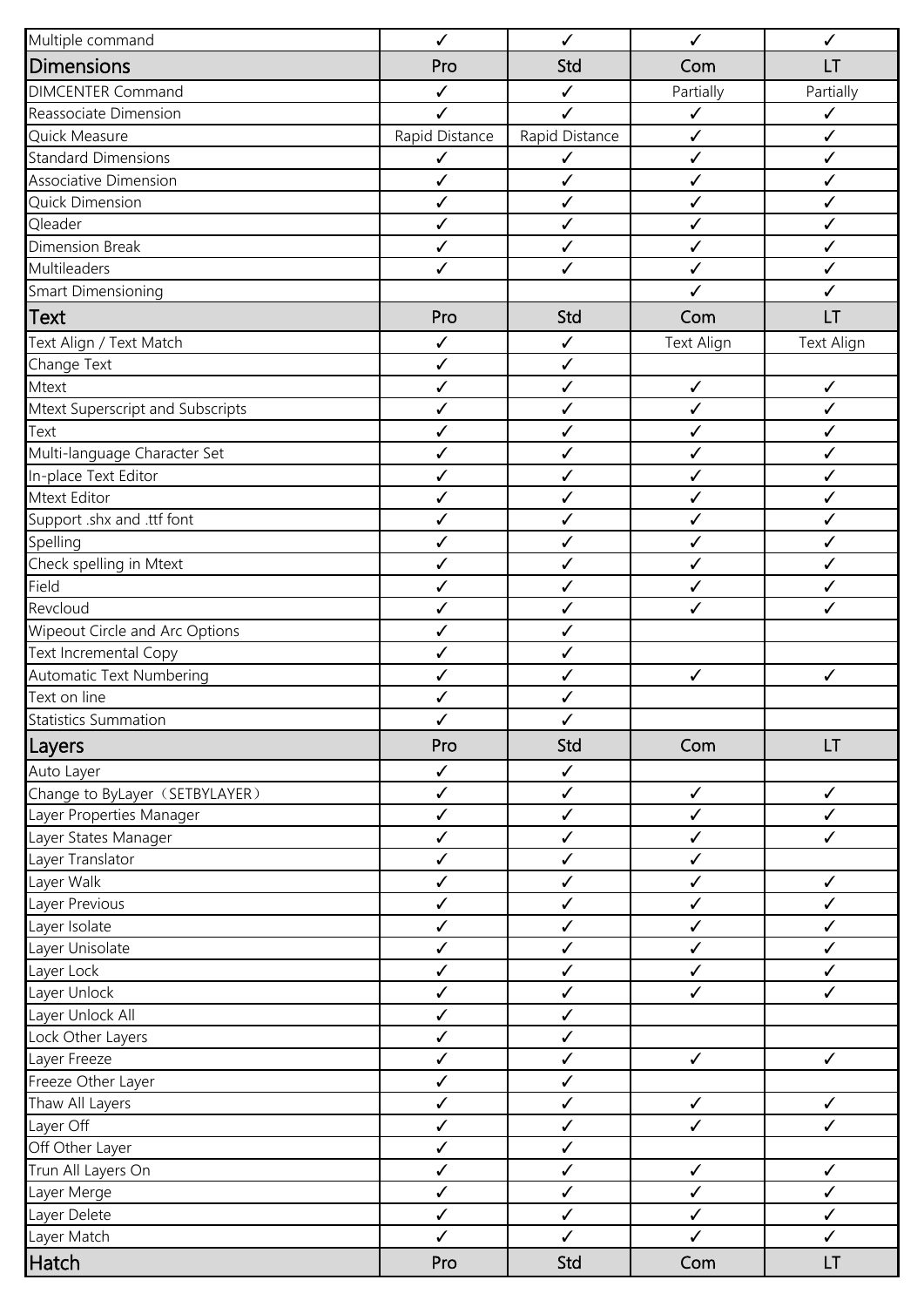| Multiple command | ✓ | ✓ | ✓ | ✓ |
|---|---|---|---|---|
| **Dimensions** | **Pro** | **Std** | **Com** | **LT** |
| DIMCENTER Command | ✓ | ✓ | Partially | Partially |
| Reassociate Dimension | ✓ | ✓ | ✓ | ✓ |
| Quick Measure | Rapid Distance | Rapid Distance | ✓ | ✓ |
| Standard Dimensions | ✓ | ✓ | ✓ | ✓ |
| Associative Dimension | ✓ | ✓ | ✓ | ✓ |
| Quick Dimension | ✓ | ✓ | ✓ | ✓ |
| Qleader | ✓ | ✓ | ✓ | ✓ |
| Dimension Break | ✓ | ✓ | ✓ | ✓ |
| Multileaders | ✓ | ✓ | ✓ | ✓ |
| Smart Dimensioning | | | ✓ | ✓ |
| **Text** | **Pro** | **Std** | **Com** | **LT** |
| Text Align / Text Match | ✓ | ✓ | Text Align | Text Align |
| Change Text | ✓ | ✓ | | |
| Mtext | ✓ | ✓ | ✓ | ✓ |
| Mtext Superscript and Subscripts | ✓ | ✓ | ✓ | ✓ |
| Text | ✓ | ✓ | ✓ | ✓ |
| Multi-language Character Set | ✓ | ✓ | ✓ | ✓ |
| In-place Text Editor | ✓ | ✓ | ✓ | ✓ |
| Mtext Editor | ✓ | ✓ | ✓ | ✓ |
| Support .shx and .ttf font | ✓ | ✓ | ✓ | ✓ |
| Spelling | ✓ | ✓ | ✓ | ✓ |
| Check spelling in Mtext | ✓ | ✓ | ✓ | ✓ |
| Field | ✓ | ✓ | ✓ | ✓ |
| Revcloud | ✓ | ✓ | ✓ | ✓ |
| Wipeout Circle and Arc Options | ✓ | ✓ | | |
| Text Incremental Copy | ✓ | ✓ | | |
| Automatic Text Numbering | ✓ | ✓ | ✓ | ✓ |
| Text on line | ✓ | ✓ | | |
| Statistics Summation | ✓ | ✓ | | |
| **Layers** | **Pro** | **Std** | **Com** | **LT** |
| Auto Layer | ✓ | ✓ | | |
| Change to ByLayer（SETBYLAYER） | ✓ | ✓ | ✓ | ✓ |
| Layer Properties Manager | ✓ | ✓ | ✓ | ✓ |
| Layer States Manager | ✓ | ✓ | ✓ | ✓ |
| Layer Translator | ✓ | ✓ | ✓ | |
| Layer Walk | ✓ | ✓ | ✓ | ✓ |
| Layer Previous | ✓ | ✓ | ✓ | ✓ |
| Layer Isolate | ✓ | ✓ | ✓ | ✓ |
| Layer Unisolate | ✓ | ✓ | ✓ | ✓ |
| Layer Lock | ✓ | ✓ | ✓ | ✓ |
| Layer Unlock | ✓ | ✓ | ✓ | ✓ |
| Layer Unlock All | ✓ | ✓ | | |
| Lock Other Layers | ✓ | ✓ | | |
| Layer Freeze | ✓ | ✓ | ✓ | ✓ |
| Freeze Other Layer | ✓ | ✓ | | |
| Thaw All Layers | ✓ | ✓ | ✓ | ✓ |
| Layer Off | ✓ | ✓ | ✓ | ✓ |
| Off Other Layer | ✓ | ✓ | | |
| Trun All Layers On | ✓ | ✓ | ✓ | ✓ |
| Layer Merge | ✓ | ✓ | ✓ | ✓ |
| Layer Delete | ✓ | ✓ | ✓ | ✓ |
| Layer Match | ✓ | ✓ | ✓ | ✓ |
| **Hatch** | **Pro** | **Std** | **Com** | **LT** |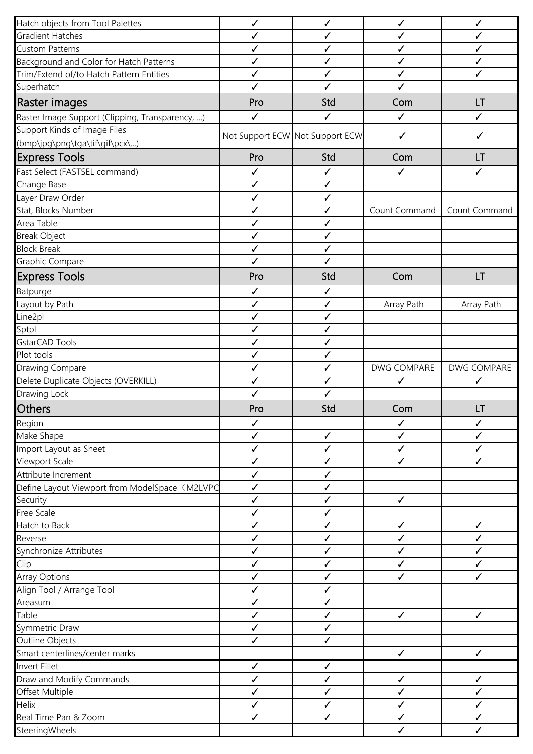| | | | | |
|---|---|---|---|---|
| Hatch objects from Tool Palettes | ✓ | ✓ | ✓ | ✓ |
| Gradient Hatches | ✓ | ✓ | ✓ | ✓ |
| Custom Patterns | ✓ | ✓ | ✓ | ✓ |
| Background and Color for Hatch Patterns | ✓ | ✓ | ✓ | ✓ |
| Trim/Extend of/to Hatch Pattern Entities | ✓ | ✓ | ✓ | ✓ |
| Superhatch | ✓ | ✓ | ✓ | |
| **Raster images** | **Pro** | **Std** | **Com** | **LT** |
| Raster Image Support (Clipping, Transparency, ...) | ✓ | ✓ | ✓ | ✓ |
| Support Kinds of Image Files (bmp\jpg\png\tga\tif\gif\pcx\...) | Not Support ECW | Not Support ECW | ✓ | ✓ |
| **Express Tools** | **Pro** | **Std** | **Com** | **LT** |
| Fast Select (FASTSEL command) | ✓ | ✓ | ✓ | ✓ |
| Change Base | ✓ | ✓ | | |
| Layer Draw Order | ✓ | ✓ | | |
| Stat, Blocks Number | ✓ | ✓ | Count Command | Count Command |
| Area Table | ✓ | ✓ | | |
| Break Object | ✓ | ✓ | | |
| Block Break | ✓ | ✓ | | |
| Graphic Compare | ✓ | ✓ | | |
| **Express Tools** | **Pro** | **Std** | **Com** | **LT** |
| Batpurge | ✓ | ✓ | | |
| Layout by Path | ✓ | ✓ | Array Path | Array Path |
| Line2pl | ✓ | ✓ | | |
| Sptpl | ✓ | ✓ | | |
| GstarCAD Tools | ✓ | ✓ | | |
| Plot tools | ✓ | ✓ | | |
| Drawing Compare | ✓ | ✓ | DWG COMPARE | DWG COMPARE |
| Delete Duplicate Objects (OVERKILL) | ✓ | ✓ | ✓ | ✓ |
| Drawing Lock | ✓ | ✓ | | |
| **Others** | **Pro** | **Std** | **Com** | **LT** |
| Region | ✓ | | ✓ | ✓ |
| Make Shape | ✓ | ✓ | ✓ | ✓ |
| Import Layout as Sheet | ✓ | ✓ | ✓ | ✓ |
| Viewport Scale | ✓ | ✓ | ✓ | ✓ |
| Attribute Increment | ✓ | ✓ | | |
| Define Layout Viewport from ModelSpace（M2LVPC | ✓ | ✓ | | |
| Security | ✓ | ✓ | ✓ | |
| Free Scale | ✓ | ✓ | | |
| Hatch to Back | ✓ | ✓ | ✓ | ✓ |
| Reverse | ✓ | ✓ | ✓ | ✓ |
| Synchronize Attributes | ✓ | ✓ | ✓ | ✓ |
| Clip | ✓ | ✓ | ✓ | ✓ |
| Array Options | ✓ | ✓ | ✓ | ✓ |
| Align Tool / Arrange Tool | ✓ | ✓ | | |
| Areasum | ✓ | ✓ | | |
| Table | ✓ | ✓ | ✓ | ✓ |
| Symmetric Draw | ✓ | ✓ | | |
| Outline Objects | ✓ | ✓ | | |
| Smart centerlines/center marks | | | ✓ | ✓ |
| Invert Fillet | ✓ | ✓ | | |
| Draw and Modify Commands | ✓ | ✓ | ✓ | ✓ |
| Offset Multiple | ✓ | ✓ | ✓ | ✓ |
| Helix | ✓ | ✓ | ✓ | ✓ |
| Real Time Pan & Zoom | ✓ | ✓ | ✓ | ✓ |
| SteeringWheels | | | ✓ | ✓ |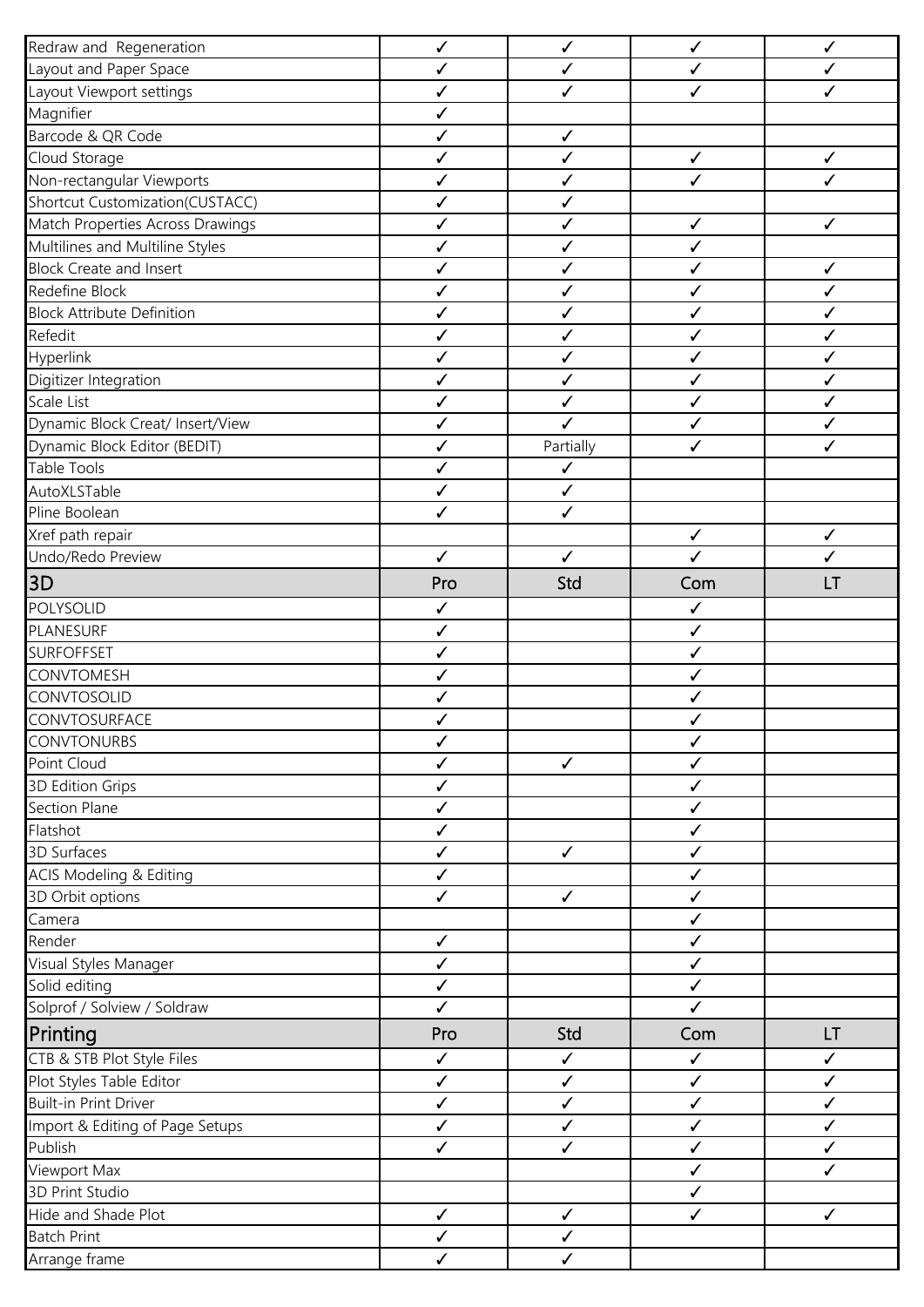| | | | | |
|---|---|---|---|---|
| Redraw and Regeneration | ✓ | ✓ | ✓ | ✓ |
| Layout and Paper Space | ✓ | ✓ | ✓ | ✓ |
| Layout Viewport settings | ✓ | ✓ | ✓ | ✓ |
| Magnifier | ✓ | | | |
| Barcode & QR Code | ✓ | ✓ | | |
| Cloud Storage | ✓ | ✓ | ✓ | ✓ |
| Non-rectangular Viewports | ✓ | ✓ | ✓ | ✓ |
| Shortcut Customization(CUSTACC) | ✓ | ✓ | | |
| Match Properties Across Drawings | ✓ | ✓ | ✓ | ✓ |
| Multilines and Multiline Styles | ✓ | ✓ | ✓ | |
| Block Create and Insert | ✓ | ✓ | ✓ | ✓ |
| Redefine Block | ✓ | ✓ | ✓ | ✓ |
| Block Attribute Definition | ✓ | ✓ | ✓ | ✓ |
| Refedit | ✓ | ✓ | ✓ | ✓ |
| Hyperlink | ✓ | ✓ | ✓ | ✓ |
| Digitizer Integration | ✓ | ✓ | ✓ | ✓ |
| Scale List | ✓ | ✓ | ✓ | ✓ |
| Dynamic Block Creat/ Insert/View | ✓ | ✓ | ✓ | ✓ |
| Dynamic Block Editor (BEDIT) | ✓ | Partially | ✓ | ✓ |
| Table Tools | ✓ | ✓ | | |
| AutoXLSTable | ✓ | ✓ | | |
| Pline Boolean | ✓ | ✓ | | |
| Xref path repair | | | ✓ | ✓ |
| Undo/Redo Preview | ✓ | ✓ | ✓ | ✓ |

| 3D | Pro | Std | Com | LT |
|---|---|---|---|---|
| POLYSOLID | ✓ | | ✓ | |
| PLANESURF | ✓ | | ✓ | |
| SURFOFFSET | ✓ | | ✓ | |
| CONVTOMESH | ✓ | | ✓ | |
| CONVTOSOLID | ✓ | | ✓ | |
| CONVTOSURFACE | ✓ | | ✓ | |
| CONVTONURBS | ✓ | | ✓ | |
| Point Cloud | ✓ | ✓ | ✓ | |
| 3D Edition Grips | ✓ | | ✓ | |
| Section Plane | ✓ | | ✓ | |
| Flatshot | ✓ | | ✓ | |
| 3D Surfaces | ✓ | ✓ | ✓ | |
| ACIS Modeling & Editing | ✓ | | ✓ | |
| 3D Orbit options | ✓ | ✓ | ✓ | |
| Camera | | | ✓ | |
| Render | ✓ | | ✓ | |
| Visual Styles Manager | ✓ | | ✓ | |
| Solid editing | ✓ | | ✓ | |
| Solprof / Solview / Soldraw | ✓ | | ✓ | |

| Printing | Pro | Std | Com | LT |
|---|---|---|---|---|
| CTB & STB Plot Style Files | ✓ | ✓ | ✓ | ✓ |
| Plot Styles Table Editor | ✓ | ✓ | ✓ | ✓ |
| Built-in Print Driver | ✓ | ✓ | ✓ | ✓ |
| Import & Editing of Page Setups | ✓ | ✓ | ✓ | ✓ |
| Publish | ✓ | ✓ | ✓ | ✓ |
| Viewport Max | | | ✓ | ✓ |
| 3D Print Studio | | | ✓ | |
| Hide and Shade Plot | ✓ | ✓ | ✓ | ✓ |
| Batch Print | ✓ | ✓ | | |
| Arrange frame | ✓ | ✓ | | |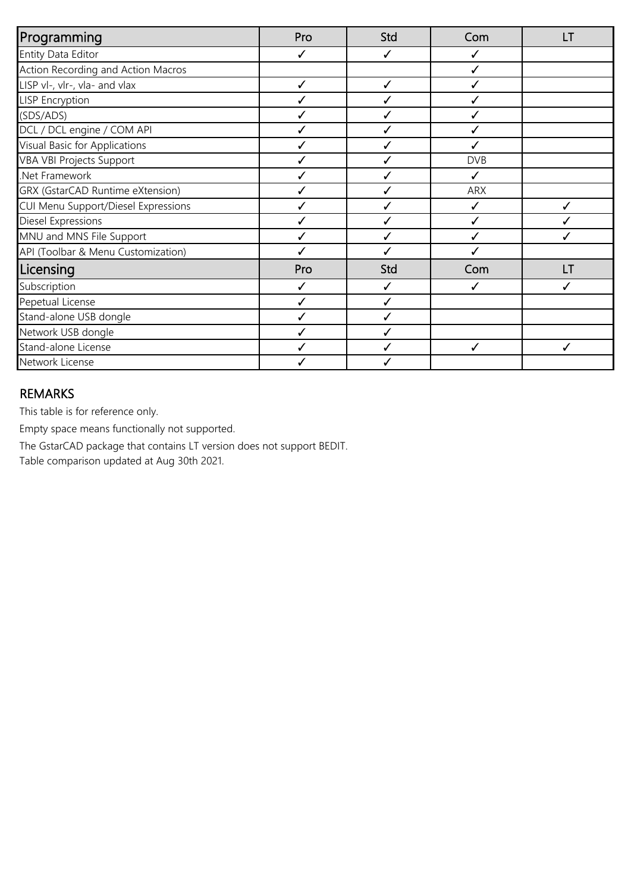| Programming | Pro | Std | Com | LT |
|---|---|---|---|---|
| Entity Data Editor | ✓ | ✓ | ✓ | |
| Action Recording and Action Macros | | | ✓ | |
| LISP vl-, vlr-, vla- and vlax | ✓ | ✓ | ✓ | |
| LISP Encryption | ✓ | ✓ | ✓ | |
| (SDS/ADS) | ✓ | ✓ | ✓ | |
| DCL / DCL engine / COM API | ✓ | ✓ | ✓ | |
| Visual Basic for Applications | ✓ | ✓ | ✓ | |
| VBA VBI Projects Support | ✓ | ✓ | DVB | |
| .Net Framework | ✓ | ✓ | ✓ | |
| GRX (GstarCAD Runtime eXtension) | ✓ | ✓ | ARX | |
| CUI Menu Support/Diesel Expressions | ✓ | ✓ | ✓ | ✓ |
| Diesel Expressions | ✓ | ✓ | ✓ | ✓ |
| MNU and MNS File Support | ✓ | ✓ | ✓ | ✓ |
| API (Toolbar & Menu Customization) | ✓ | ✓ | ✓ | |
| **Licensing** | **Pro** | **Std** | **Com** | **LT** |
| Subscription | ✓ | ✓ | ✓ | ✓ |
| Pepetual License | ✓ | ✓ | | |
| Stand-alone USB dongle | ✓ | ✓ | | |
| Network USB dongle | ✓ | ✓ | | |
| Stand-alone License | ✓ | ✓ | ✓ | ✓ |
| Network License | ✓ | ✓ | | |

## REMARKS

This table is for reference only.

Empty space means functionally not supported.

The GstarCAD package that contains LT version does not support BEDIT.

Table comparison updated at Aug 30th 2021.